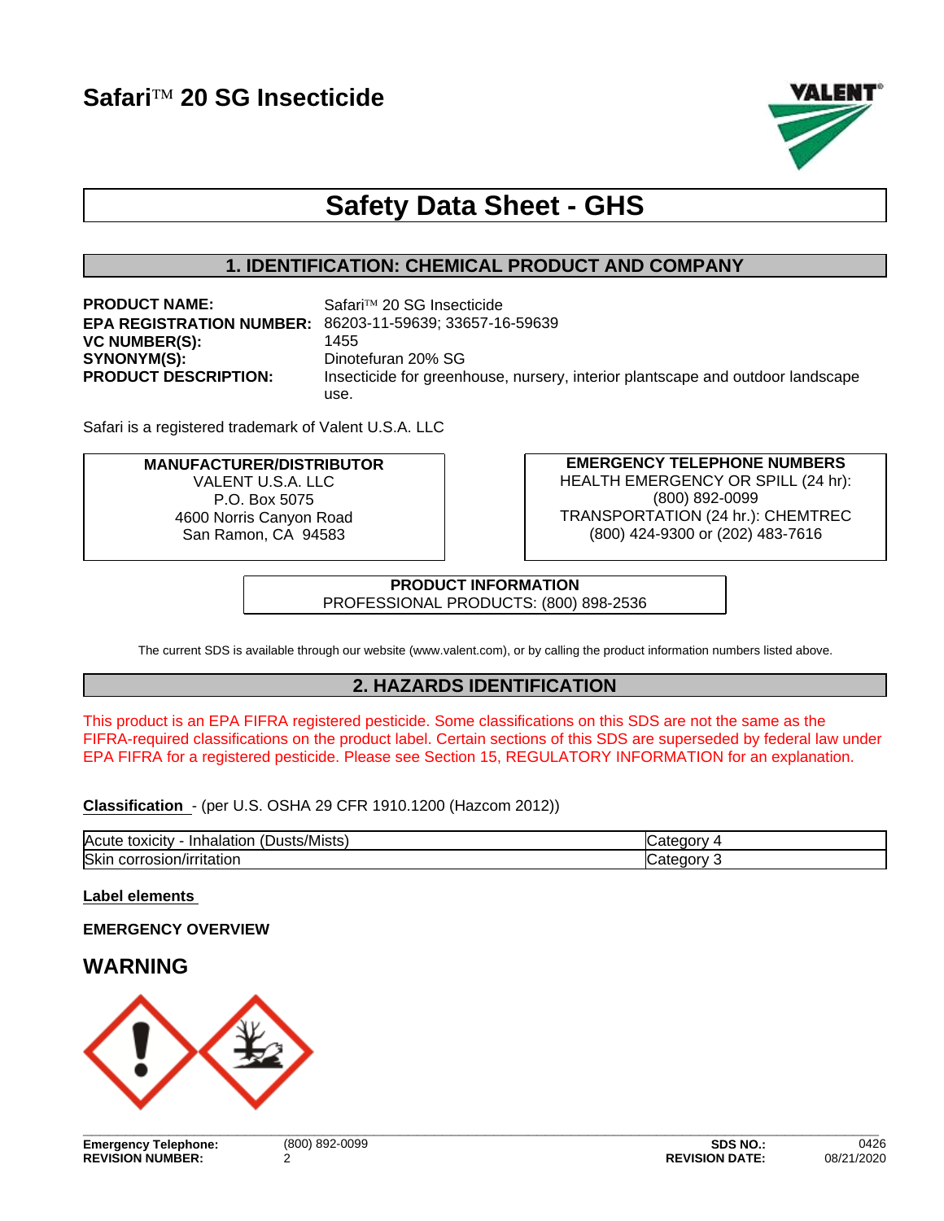# Safari™ 20 SG Insecticide

## Safety Data Sheet - GHS

### 1. IDENTIFICATION: CHEMICAL PRODUCT AND COMPANY

**PRODUCT NAME:** Safari™ 20 SG Insecticide
**EPA REGISTRATION NUMBER:** 86203-11-59639; 33657-16-59639
**VC NUMBER(S):** 1455
**SYNONYM(S):** Dinotefuran 20% SG
**PRODUCT DESCRIPTION:** Insecticide for greenhouse, nursery, interior plantscape and outdoor landscape use.

Safari is a registered trademark of Valent U.S.A. LLC

**MANUFACTURER/DISTRIBUTOR**
VALENT U.S.A. LLC
P.O. Box 5075
4600 Norris Canyon Road
San Ramon, CA 94583

**EMERGENCY TELEPHONE NUMBERS**
HEALTH EMERGENCY OR SPILL (24 hr): (800) 892-0099
TRANSPORTATION (24 hr.): CHEMTREC (800) 424-9300 or (202) 483-7616

**PRODUCT INFORMATION**
PROFESSIONAL PRODUCTS: (800) 898-2536

The current SDS is available through our website (www.valent.com), or by calling the product information numbers listed above.

### 2. HAZARDS IDENTIFICATION

This product is an EPA FIFRA registered pesticide. Some classifications on this SDS are not the same as the FIFRA-required classifications on the product label. Certain sections of this SDS are superseded by federal law under EPA FIFRA for a registered pesticide. Please see Section 15, REGULATORY INFORMATION for an explanation.

**Classification** - (per U.S. OSHA 29 CFR 1910.1200 (Hazcom 2012))

| Hazard | Category |
|---|---|
| Acute toxicity - Inhalation (Dusts/Mists) | Category 4 |
| Skin corrosion/irritation | Category 3 |

**Label elements**

**EMERGENCY OVERVIEW**

## WARNING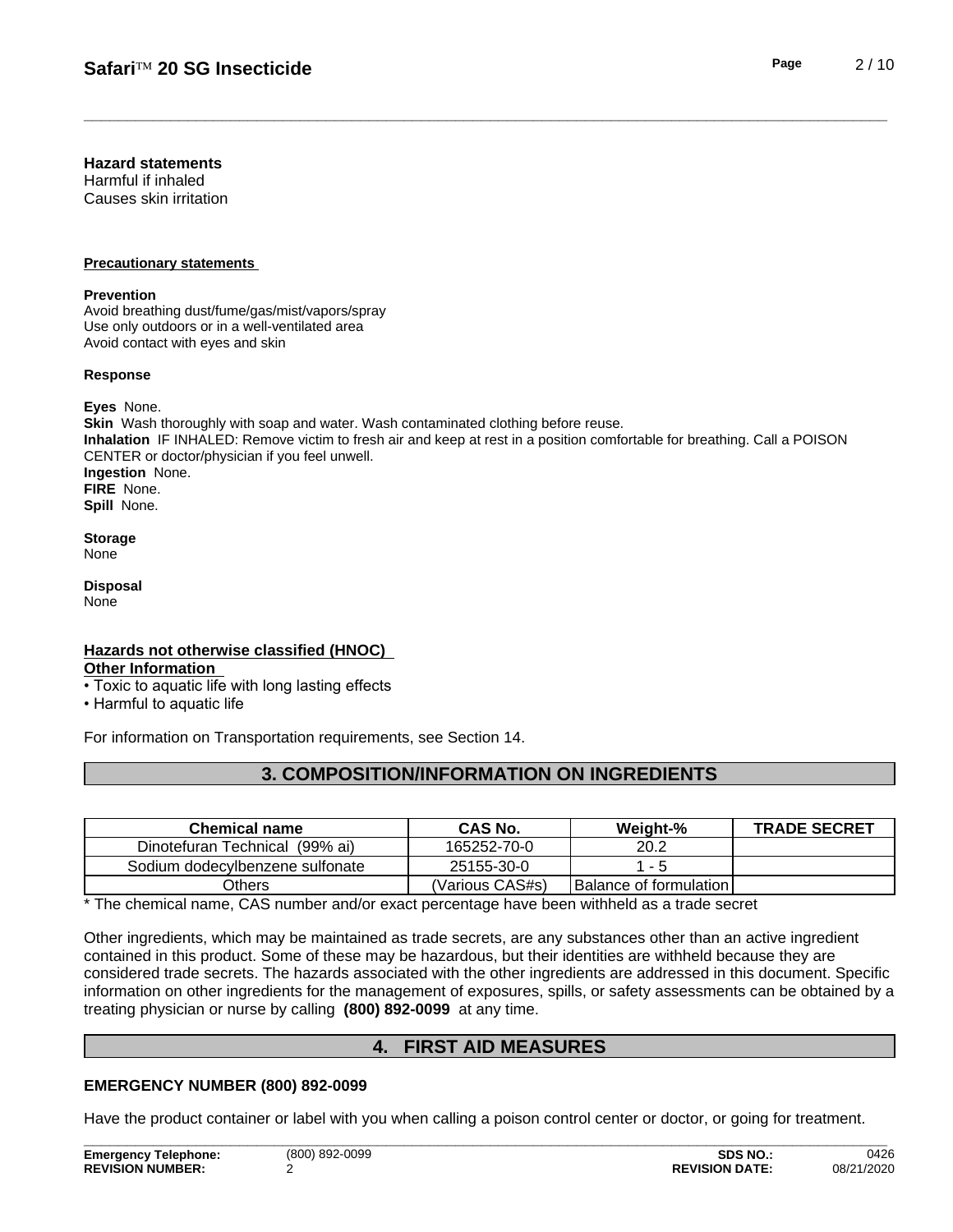**Hazard statements**
Harmful if inhaled
Causes skin irritation

**Precautionary statements**

**Prevention**
Avoid breathing dust/fume/gas/mist/vapors/spray
Use only outdoors or in a well-ventilated area
Avoid contact with eyes and skin

**Response**

**Eyes** None.
**Skin** Wash thoroughly with soap and water. Wash contaminated clothing before reuse.
**Inhalation** IF INHALED: Remove victim to fresh air and keep at rest in a position comfortable for breathing. Call a POISON CENTER or doctor/physician if you feel unwell.
**Ingestion** None.
**FIRE** None.
**Spill** None.

**Storage**
None

**Disposal**
None

**Hazards not otherwise classified (HNOC)**
**Other Information**
• Toxic to aquatic life with long lasting effects
• Harmful to aquatic life

For information on Transportation requirements, see Section 14.

## 3. COMPOSITION/INFORMATION ON INGREDIENTS

| Chemical name | CAS No. | Weight-% | TRADE SECRET |
|---|---|---|---|
| Dinotefuran Technical (99% ai) | 165252-70-0 | 20.2 | |
| Sodium dodecylbenzene sulfonate | 25155-30-0 | 1 - 5 | |
| Others | (Various CAS#s) | Balance of formulation | |

* The chemical name, CAS number and/or exact percentage have been withheld as a trade secret

Other ingredients, which may be maintained as trade secrets, are any substances other than an active ingredient contained in this product. Some of these may be hazardous, but their identities are withheld because they are considered trade secrets. The hazards associated with the other ingredients are addressed in this document. Specific information on other ingredients for the management of exposures, spills, or safety assessments can be obtained by a treating physician or nurse by calling **(800) 892-0099** at any time.

## 4. FIRST AID MEASURES

**EMERGENCY NUMBER (800) 892-0099**

Have the product container or label with you when calling a poison control center or doctor, or going for treatment.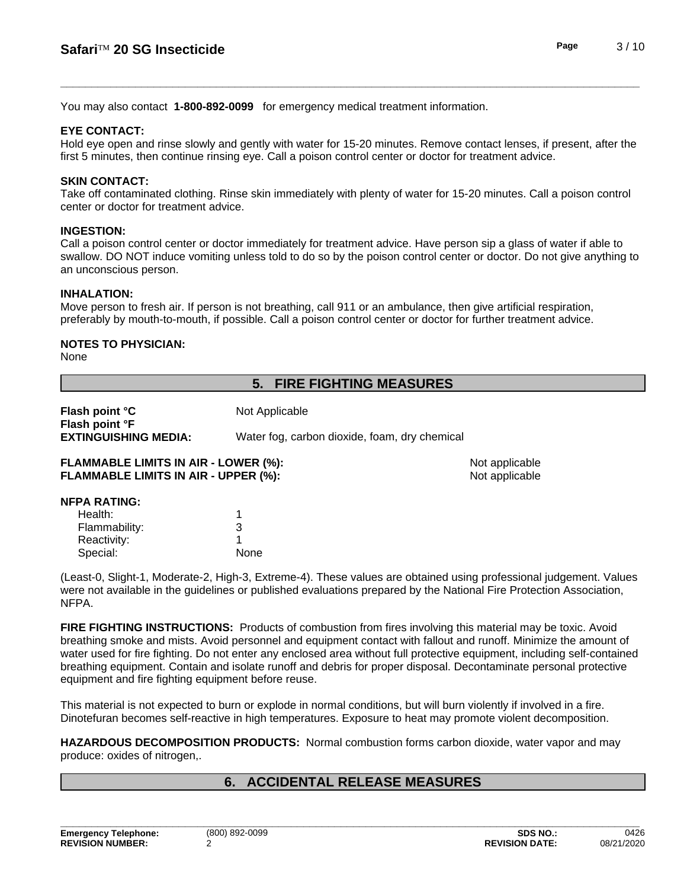You may also contact **1-800-892-0099** for emergency medical treatment information.

**EYE CONTACT:**
Hold eye open and rinse slowly and gently with water for 15-20 minutes. Remove contact lenses, if present, after the first 5 minutes, then continue rinsing eye. Call a poison control center or doctor for treatment advice.

**SKIN CONTACT:**
Take off contaminated clothing. Rinse skin immediately with plenty of water for 15-20 minutes. Call a poison control center or doctor for treatment advice.

**INGESTION:**
Call a poison control center or doctor immediately for treatment advice. Have person sip a glass of water if able to swallow. DO NOT induce vomiting unless told to do so by the poison control center or doctor. Do not give anything to an unconscious person.

**INHALATION:**
Move person to fresh air. If person is not breathing, call 911 or an ambulance, then give artificial respiration, preferably by mouth-to-mouth, if possible. Call a poison control center or doctor for further treatment advice.

**NOTES TO PHYSICIAN:**
None

## 5. FIRE FIGHTING MEASURES

**Flash point °C** Not Applicable
**Flash point °F**
**EXTINGUISHING MEDIA:** Water fog, carbon dioxide, foam, dry chemical

**FLAMMABLE LIMITS IN AIR - LOWER (%):** Not applicable
**FLAMMABLE LIMITS IN AIR - UPPER (%):** Not applicable

**NFPA RATING:**

| | |
|---|---|
| Health: | 1 |
| Flammability: | 3 |
| Reactivity: | 1 |
| Special: | None |

(Least-0, Slight-1, Moderate-2, High-3, Extreme-4). These values are obtained using professional judgement. Values were not available in the guidelines or published evaluations prepared by the National Fire Protection Association, NFPA.

**FIRE FIGHTING INSTRUCTIONS:** Products of combustion from fires involving this material may be toxic. Avoid breathing smoke and mists. Avoid personnel and equipment contact with fallout and runoff. Minimize the amount of water used for fire fighting. Do not enter any enclosed area without full protective equipment, including self-contained breathing equipment. Contain and isolate runoff and debris for proper disposal. Decontaminate personal protective equipment and fire fighting equipment before reuse.

This material is not expected to burn or explode in normal conditions, but will burn violently if involved in a fire. Dinotefuran becomes self-reactive in high temperatures. Exposure to heat may promote violent decomposition.

**HAZARDOUS DECOMPOSITION PRODUCTS:** Normal combustion forms carbon dioxide, water vapor and may produce: oxides of nitrogen,.

## 6. ACCIDENTAL RELEASE MEASURES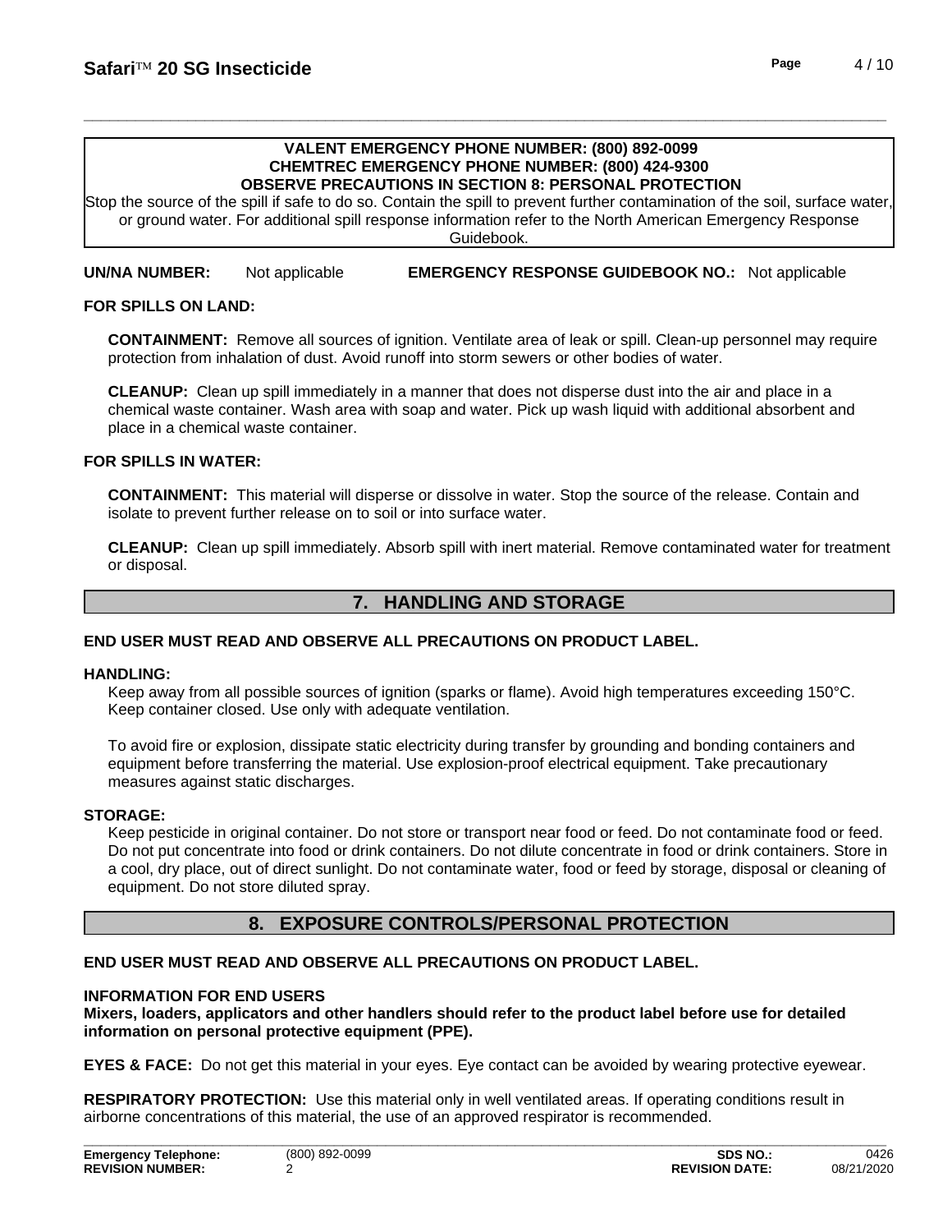**VALENT EMERGENCY PHONE NUMBER: (800) 892-0099**
**CHEMTREC EMERGENCY PHONE NUMBER: (800) 424-9300**
**OBSERVE PRECAUTIONS IN SECTION 8: PERSONAL PROTECTION**

Stop the source of the spill if safe to do so. Contain the spill to prevent further contamination of the soil, surface water, or ground water. For additional spill response information refer to the North American Emergency Response Guidebook.

**UN/NA NUMBER:** Not applicable **EMERGENCY RESPONSE GUIDEBOOK NO.:** Not applicable

**FOR SPILLS ON LAND:**

**CONTAINMENT:** Remove all sources of ignition. Ventilate area of leak or spill. Clean-up personnel may require protection from inhalation of dust. Avoid runoff into storm sewers or other bodies of water.

**CLEANUP:** Clean up spill immediately in a manner that does not disperse dust into the air and place in a chemical waste container. Wash area with soap and water. Pick up wash liquid with additional absorbent and place in a chemical waste container.

**FOR SPILLS IN WATER:**

**CONTAINMENT:** This material will disperse or dissolve in water. Stop the source of the release. Contain and isolate to prevent further release on to soil or into surface water.

**CLEANUP:** Clean up spill immediately. Absorb spill with inert material. Remove contaminated water for treatment or disposal.

## 7. HANDLING AND STORAGE

**END USER MUST READ AND OBSERVE ALL PRECAUTIONS ON PRODUCT LABEL.**

**HANDLING:**

Keep away from all possible sources of ignition (sparks or flame). Avoid high temperatures exceeding 150°C. Keep container closed. Use only with adequate ventilation.

To avoid fire or explosion, dissipate static electricity during transfer by grounding and bonding containers and equipment before transferring the material. Use explosion-proof electrical equipment. Take precautionary measures against static discharges.

**STORAGE:**

Keep pesticide in original container. Do not store or transport near food or feed. Do not contaminate food or feed. Do not put concentrate into food or drink containers. Do not dilute concentrate in food or drink containers. Store in a cool, dry place, out of direct sunlight. Do not contaminate water, food or feed by storage, disposal or cleaning of equipment. Do not store diluted spray.

## 8. EXPOSURE CONTROLS/PERSONAL PROTECTION

**END USER MUST READ AND OBSERVE ALL PRECAUTIONS ON PRODUCT LABEL.**

**INFORMATION FOR END USERS**
**Mixers, loaders, applicators and other handlers should refer to the product label before use for detailed information on personal protective equipment (PPE).**

**EYES & FACE:** Do not get this material in your eyes. Eye contact can be avoided by wearing protective eyewear.

**RESPIRATORY PROTECTION:** Use this material only in well ventilated areas. If operating conditions result in airborne concentrations of this material, the use of an approved respirator is recommended.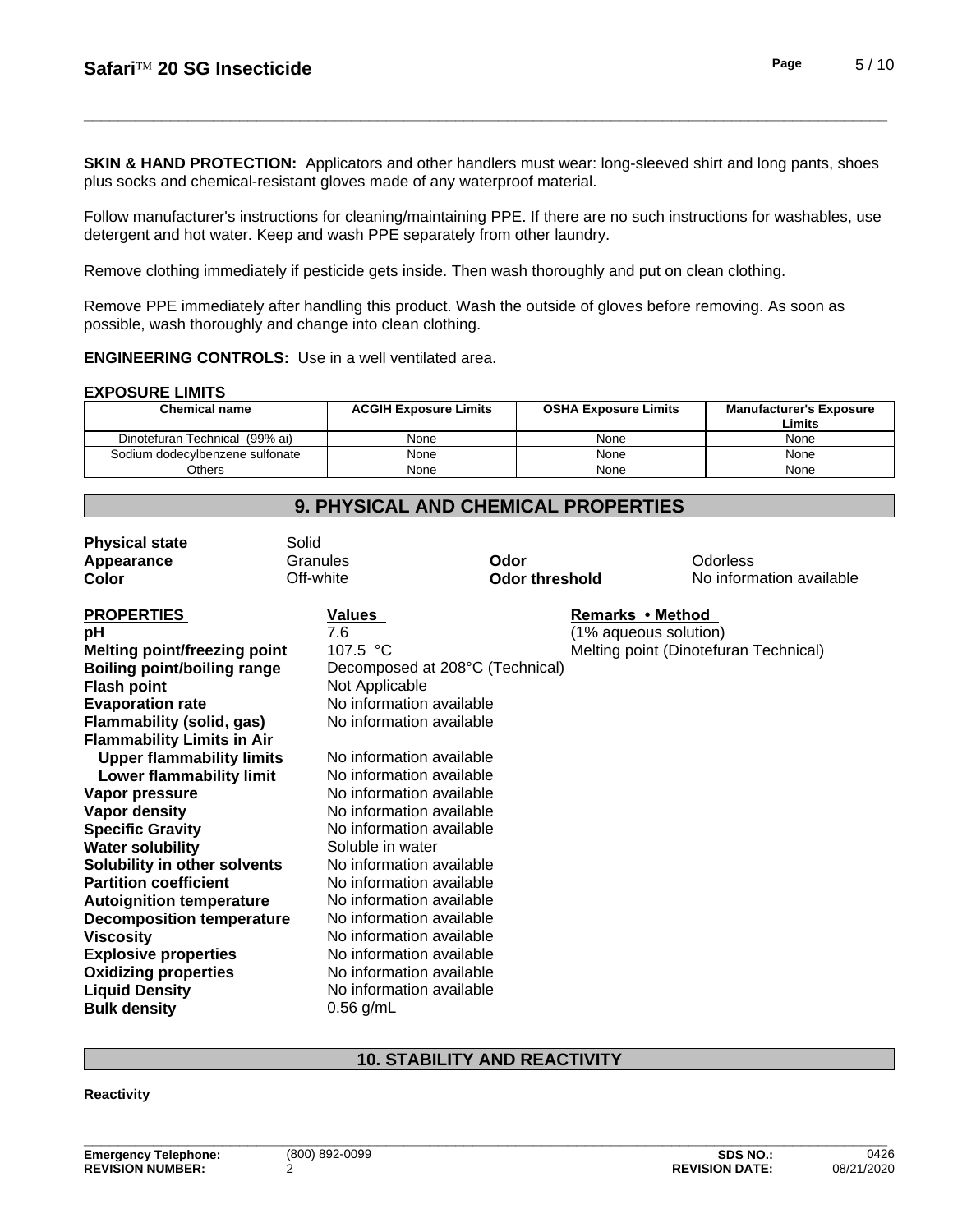**SKIN & HAND PROTECTION:** Applicators and other handlers must wear: long-sleeved shirt and long pants, shoes plus socks and chemical-resistant gloves made of any waterproof material.

Follow manufacturer's instructions for cleaning/maintaining PPE. If there are no such instructions for washables, use detergent and hot water. Keep and wash PPE separately from other laundry.

Remove clothing immediately if pesticide gets inside. Then wash thoroughly and put on clean clothing.

Remove PPE immediately after handling this product. Wash the outside of gloves before removing. As soon as possible, wash thoroughly and change into clean clothing.

**ENGINEERING CONTROLS:** Use in a well ventilated area.

**EXPOSURE LIMITS**

| Chemical name | ACGIH Exposure Limits | OSHA Exposure Limits | Manufacturer's Exposure Limits |
|---|---|---|---|
| Dinotefuran Technical (99% ai) | None | None | None |
| Sodium dodecylbenzene sulfonate | None | None | None |
| Others | None | None | None |

## 9. PHYSICAL AND CHEMICAL PROPERTIES

**Physical state** Solid
**Appearance** Granules
**Color** Off-white
**Odor** Odorless
**Odor threshold** No information available

| PROPERTIES | Values | Remarks • Method |
|---|---|---|
| **pH** | 7.6 | (1% aqueous solution) |
| **Melting point/freezing point** | 107.5 °C | Melting point (Dinotefuran Technical) |
| **Boiling point/boiling range** | Decomposed at 208°C (Technical) | |
| **Flash point** | Not Applicable | |
| **Evaporation rate** | No information available | |
| **Flammability (solid, gas)** | No information available | |
| **Flammability Limits in Air** | | |
| **Upper flammability limits** | No information available | |
| **Lower flammability limit** | No information available | |
| **Vapor pressure** | No information available | |
| **Vapor density** | No information available | |
| **Specific Gravity** | No information available | |
| **Water solubility** | Soluble in water | |
| **Solubility in other solvents** | No information available | |
| **Partition coefficient** | No information available | |
| **Autoignition temperature** | No information available | |
| **Decomposition temperature** | No information available | |
| **Viscosity** | No information available | |
| **Explosive properties** | No information available | |
| **Oxidizing properties** | No information available | |
| **Liquid Density** | No information available | |
| **Bulk density** | 0.56 g/mL | |

## 10. STABILITY AND REACTIVITY

**Reactivity**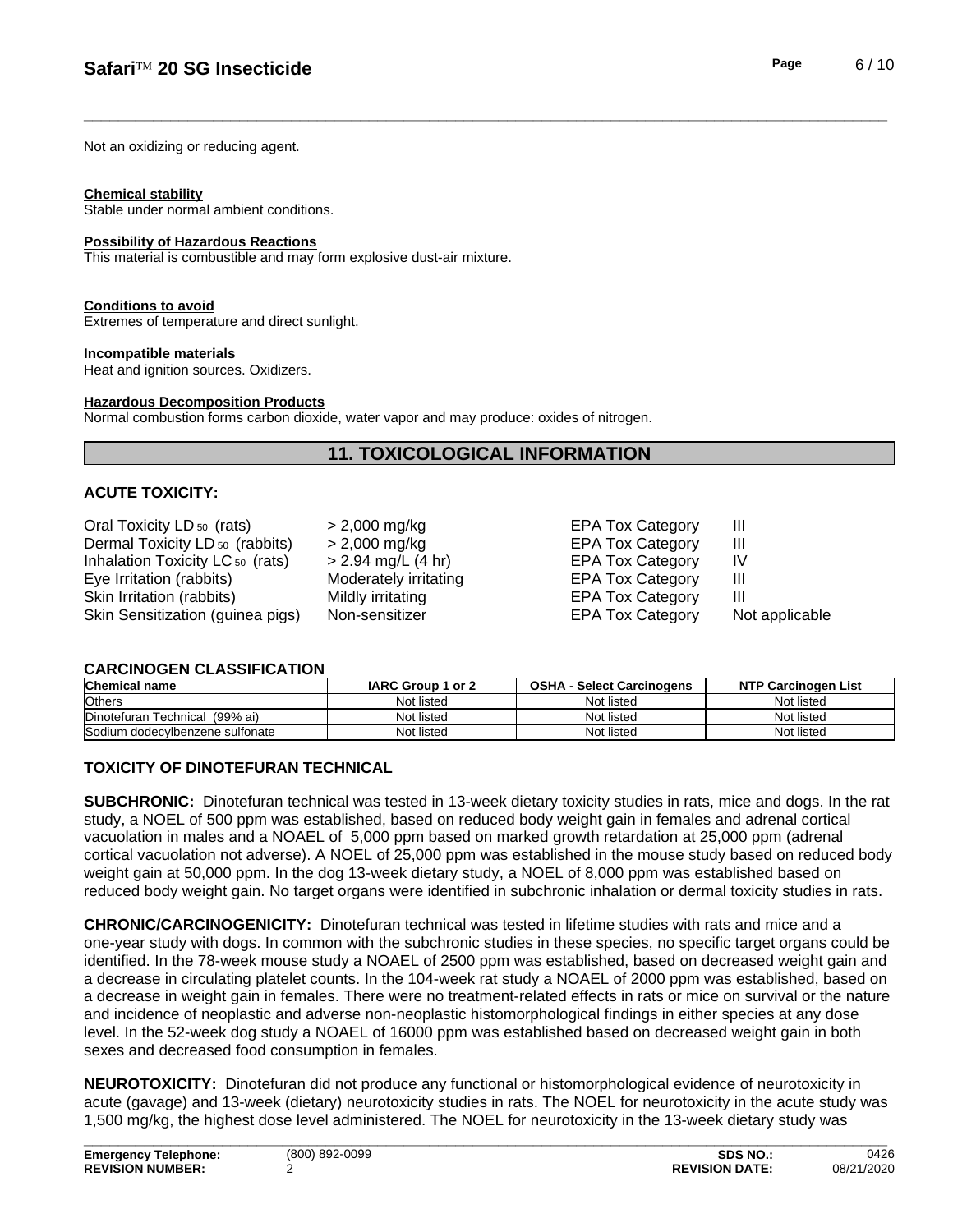Not an oxidizing or reducing agent.

**Chemical stability**
Stable under normal ambient conditions.

**Possibility of Hazardous Reactions**
This material is combustible and may form explosive dust-air mixture.

**Conditions to avoid**
Extremes of temperature and direct sunlight.

**Incompatible materials**
Heat and ignition sources. Oxidizers.

**Hazardous Decomposition Products**
Normal combustion forms carbon dioxide, water vapor and may produce: oxides of nitrogen.

## 11. TOXICOLOGICAL INFORMATION

### ACUTE TOXICITY:

| | | | |
|---|---|---|---|
| Oral Toxicity $LD_{50}$ (rats) | > 2,000 mg/kg | EPA Tox Category | III |
| Dermal Toxicity $LD_{50}$ (rabbits) | > 2,000 mg/kg | EPA Tox Category | III |
| Inhalation Toxicity $LC_{50}$ (rats) | > 2.94 mg/L (4 hr) | EPA Tox Category | IV |
| Eye Irritation (rabbits) | Moderately irritating | EPA Tox Category | III |
| Skin Irritation (rabbits) | Mildly irritating | EPA Tox Category | III |
| Skin Sensitization (guinea pigs) | Non-sensitizer | EPA Tox Category | Not applicable |

### CARCINOGEN CLASSIFICATION

| Chemical name | IARC Group 1 or 2 | OSHA - Select Carcinogens | NTP Carcinogen List |
|---|---|---|---|
| Others | Not listed | Not listed | Not listed |
| Dinotefuran Technical (99% ai) | Not listed | Not listed | Not listed |
| Sodium dodecylbenzene sulfonate | Not listed | Not listed | Not listed |

### TOXICITY OF DINOTEFURAN TECHNICAL

**SUBCHRONIC:** Dinotefuran technical was tested in 13-week dietary toxicity studies in rats, mice and dogs. In the rat study, a NOEL of 500 ppm was established, based on reduced body weight gain in females and adrenal cortical vacuolation in males and a NOAEL of 5,000 ppm based on marked growth retardation at 25,000 ppm (adrenal cortical vacuolation not adverse). A NOEL of 25,000 ppm was established in the mouse study based on reduced body weight gain at 50,000 ppm. In the dog 13-week dietary study, a NOEL of 8,000 ppm was established based on reduced body weight gain. No target organs were identified in subchronic inhalation or dermal toxicity studies in rats.

**CHRONIC/CARCINOGENICITY:** Dinotefuran technical was tested in lifetime studies with rats and mice and a one-year study with dogs. In common with the subchronic studies in these species, no specific target organs could be identified. In the 78-week mouse study a NOAEL of 2500 ppm was established, based on decreased weight gain and a decrease in circulating platelet counts. In the 104-week rat study a NOAEL of 2000 ppm was established, based on a decrease in weight gain in females. There were no treatment-related effects in rats or mice on survival or the nature and incidence of neoplastic and adverse non-neoplastic histomorphological findings in either species at any dose level. In the 52-week dog study a NOAEL of 16000 ppm was established based on decreased weight gain in both sexes and decreased food consumption in females.

**NEUROTOXICITY:** Dinotefuran did not produce any functional or histomorphological evidence of neurotoxicity in acute (gavage) and 13-week (dietary) neurotoxicity studies in rats. The NOEL for neurotoxicity in the acute study was 1,500 mg/kg, the highest dose level administered. The NOEL for neurotoxicity in the 13-week dietary study was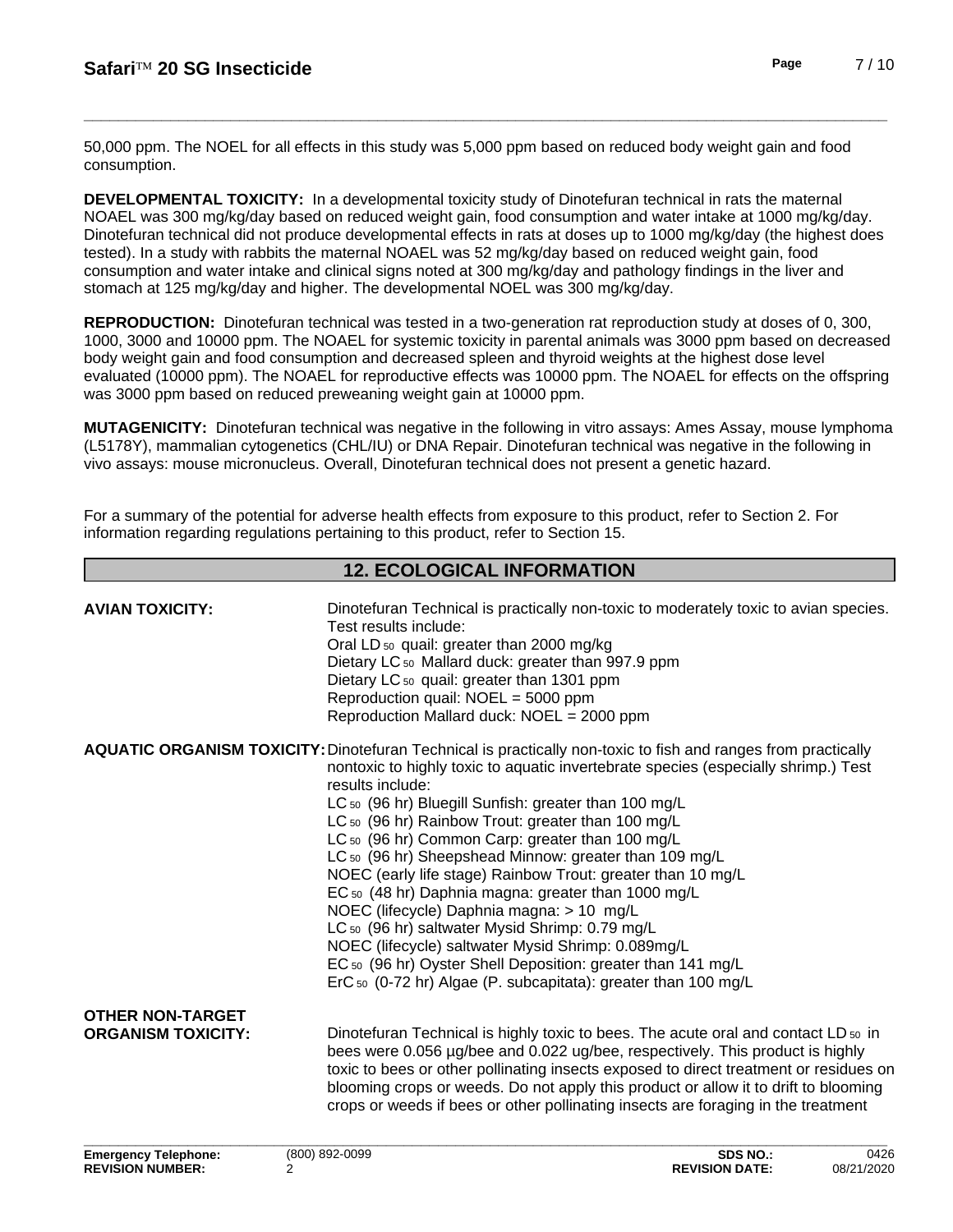50,000 ppm. The NOEL for all effects in this study was 5,000 ppm based on reduced body weight gain and food consumption.

**DEVELOPMENTAL TOXICITY:** In a developmental toxicity study of Dinotefuran technical in rats the maternal NOAEL was 300 mg/kg/day based on reduced weight gain, food consumption and water intake at 1000 mg/kg/day. Dinotefuran technical did not produce developmental effects in rats at doses up to 1000 mg/kg/day (the highest does tested). In a study with rabbits the maternal NOAEL was 52 mg/kg/day based on reduced weight gain, food consumption and water intake and clinical signs noted at 300 mg/kg/day and pathology findings in the liver and stomach at 125 mg/kg/day and higher. The developmental NOEL was 300 mg/kg/day.

**REPRODUCTION:** Dinotefuran technical was tested in a two-generation rat reproduction study at doses of 0, 300, 1000, 3000 and 10000 ppm. The NOAEL for systemic toxicity in parental animals was 3000 ppm based on decreased body weight gain and food consumption and decreased spleen and thyroid weights at the highest dose level evaluated (10000 ppm). The NOAEL for reproductive effects was 10000 ppm. The NOAEL for effects on the offspring was 3000 ppm based on reduced preweaning weight gain at 10000 ppm.

**MUTAGENICITY:** Dinotefuran technical was negative in the following in vitro assays: Ames Assay, mouse lymphoma (L5178Y), mammalian cytogenetics (CHL/IU) or DNA Repair. Dinotefuran technical was negative in the following in vivo assays: mouse micronucleus. Overall, Dinotefuran technical does not present a genetic hazard.

For a summary of the potential for adverse health effects from exposure to this product, refer to Section 2. For information regarding regulations pertaining to this product, refer to Section 15.

## 12. ECOLOGICAL INFORMATION

**AVIAN TOXICITY:** Dinotefuran Technical is practically non-toxic to moderately toxic to avian species. Test results include:
Oral $LD_{50}$ quail: greater than 2000 mg/kg
Dietary $LC_{50}$ Mallard duck: greater than 997.9 ppm
Dietary $LC_{50}$ quail: greater than 1301 ppm
Reproduction quail: NOEL = 5000 ppm
Reproduction Mallard duck: NOEL = 2000 ppm

**AQUATIC ORGANISM TOXICITY:** Dinotefuran Technical is practically non-toxic to fish and ranges from practically nontoxic to highly toxic to aquatic invertebrate species (especially shrimp.) Test results include:
$LC_{50}$ (96 hr) Bluegill Sunfish: greater than 100 mg/L
$LC_{50}$ (96 hr) Rainbow Trout: greater than 100 mg/L
$LC_{50}$ (96 hr) Common Carp: greater than 100 mg/L
$LC_{50}$ (96 hr) Sheepshead Minnow: greater than 109 mg/L
NOEC (early life stage) Rainbow Trout: greater than 10 mg/L
$EC_{50}$ (48 hr) Daphnia magna: greater than 1000 mg/L
NOEC (lifecycle) Daphnia magna: > 10 mg/L
$LC_{50}$ (96 hr) saltwater Mysid Shrimp: 0.79 mg/L
NOEC (lifecycle) saltwater Mysid Shrimp: 0.089mg/L
$EC_{50}$ (96 hr) Oyster Shell Deposition: greater than 141 mg/L
$ErC_{50}$ (0-72 hr) Algae (P. subcapitata): greater than 100 mg/L

**OTHER NON-TARGET ORGANISM TOXICITY:** Dinotefuran Technical is highly toxic to bees. The acute oral and contact $LD_{50}$ in bees were 0.056 µg/bee and 0.022 ug/bee, respectively. This product is highly toxic to bees or other pollinating insects exposed to direct treatment or residues on blooming crops or weeds. Do not apply this product or allow it to drift to blooming crops or weeds if bees or other pollinating insects are foraging in the treatment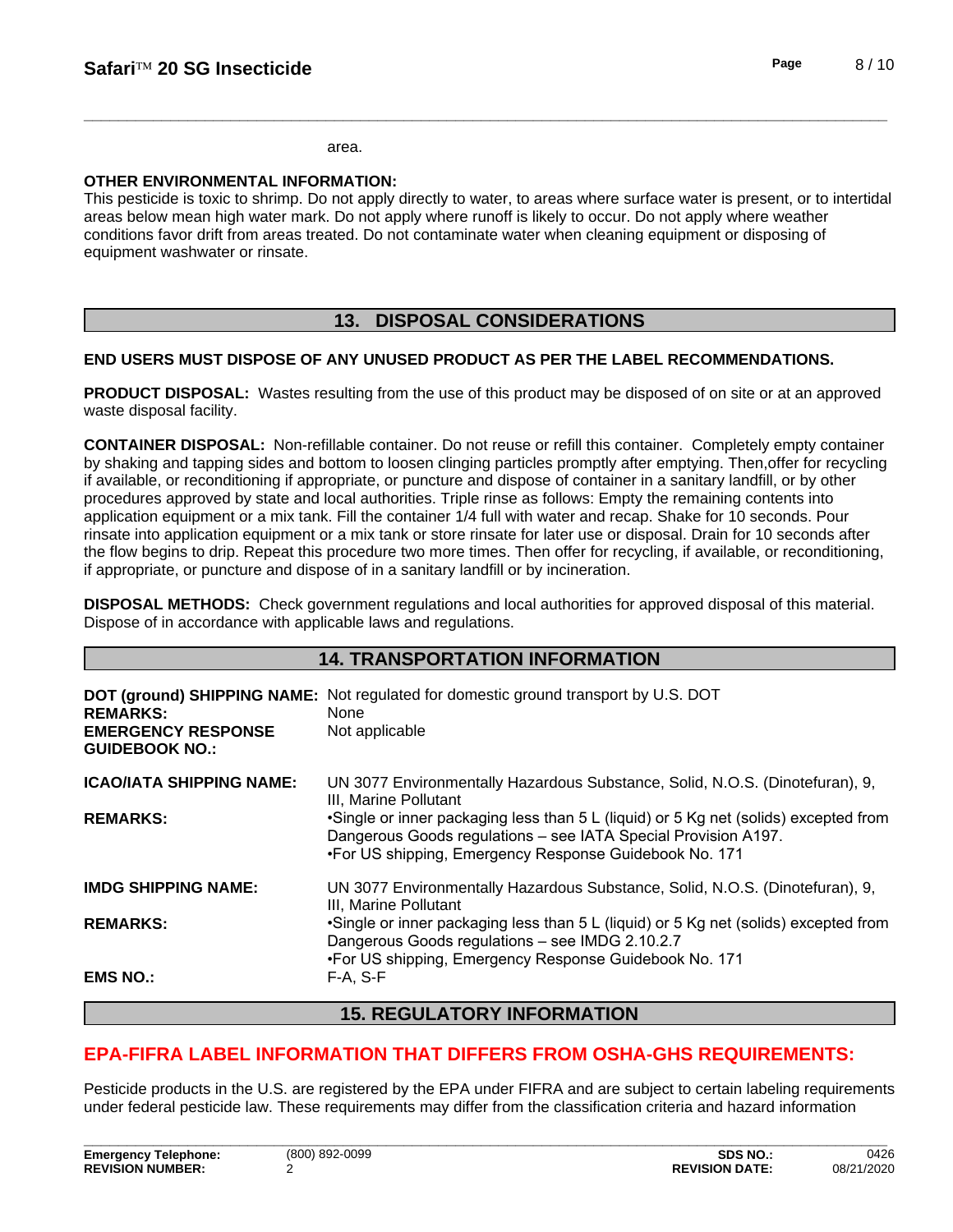area.

**OTHER ENVIRONMENTAL INFORMATION:**
This pesticide is toxic to shrimp. Do not apply directly to water, to areas where surface water is present, or to intertidal areas below mean high water mark. Do not apply where runoff is likely to occur. Do not apply where weather conditions favor drift from areas treated. Do not contaminate water when cleaning equipment or disposing of equipment washwater or rinsate.

## 13. DISPOSAL CONSIDERATIONS

**END USERS MUST DISPOSE OF ANY UNUSED PRODUCT AS PER THE LABEL RECOMMENDATIONS.**

**PRODUCT DISPOSAL:** Wastes resulting from the use of this product may be disposed of on site or at an approved waste disposal facility.

**CONTAINER DISPOSAL:** Non-refillable container. Do not reuse or refill this container. Completely empty container by shaking and tapping sides and bottom to loosen clinging particles promptly after emptying. Then,offer for recycling if available, or reconditioning if appropriate, or puncture and dispose of container in a sanitary landfill, or by other procedures approved by state and local authorities. Triple rinse as follows: Empty the remaining contents into application equipment or a mix tank. Fill the container 1/4 full with water and recap. Shake for 10 seconds. Pour rinsate into application equipment or a mix tank or store rinsate for later use or disposal. Drain for 10 seconds after the flow begins to drip. Repeat this procedure two more times. Then offer for recycling, if available, or reconditioning, if appropriate, or puncture and dispose of in a sanitary landfill or by incineration.

**DISPOSAL METHODS:** Check government regulations and local authorities for approved disposal of this material. Dispose of in accordance with applicable laws and regulations.

## 14. TRANSPORTATION INFORMATION

**DOT (ground) SHIPPING NAME:** Not regulated for domestic ground transport by U.S. DOT
**REMARKS:** None
**EMERGENCY RESPONSE GUIDEBOOK NO.:** Not applicable

**ICAO/IATA SHIPPING NAME:** UN 3077 Environmentally Hazardous Substance, Solid, N.O.S. (Dinotefuran), 9, III, Marine Pollutant
**REMARKS:**
- Single or inner packaging less than 5 L (liquid) or 5 Kg net (solids) excepted from Dangerous Goods regulations – see IATA Special Provision A197.
- For US shipping, Emergency Response Guidebook No. 171

**IMDG SHIPPING NAME:** UN 3077 Environmentally Hazardous Substance, Solid, N.O.S. (Dinotefuran), 9, III, Marine Pollutant
**REMARKS:**
- Single or inner packaging less than 5 L (liquid) or 5 Kg net (solids) excepted from Dangerous Goods regulations – see IMDG 2.10.2.7
- For US shipping, Emergency Response Guidebook No. 171

**EMS NO.:** F-A, S-F

## 15. REGULATORY INFORMATION

### EPA-FIFRA LABEL INFORMATION THAT DIFFERS FROM OSHA-GHS REQUIREMENTS:

Pesticide products in the U.S. are registered by the EPA under FIFRA and are subject to certain labeling requirements under federal pesticide law. These requirements may differ from the classification criteria and hazard information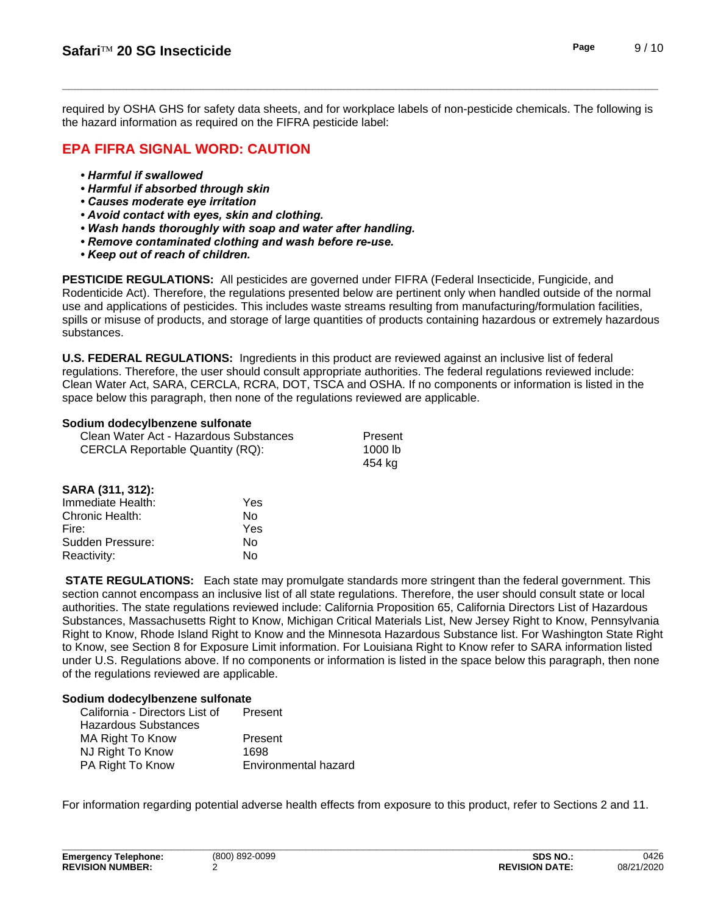required by OSHA GHS for safety data sheets, and for workplace labels of non-pesticide chemicals. The following is the hazard information as required on the FIFRA pesticide label:

## EPA FIFRA SIGNAL WORD: CAUTION

- ***Harmful if swallowed***
- ***Harmful if absorbed through skin***
- ***Causes moderate eye irritation***
- ***Avoid contact with eyes, skin and clothing.***
- ***Wash hands thoroughly with soap and water after handling.***
- ***Remove contaminated clothing and wash before re-use.***
- ***Keep out of reach of children.***

**PESTICIDE REGULATIONS:** All pesticides are governed under FIFRA (Federal Insecticide, Fungicide, and Rodenticide Act). Therefore, the regulations presented below are pertinent only when handled outside of the normal use and applications of pesticides. This includes waste streams resulting from manufacturing/formulation facilities, spills or misuse of products, and storage of large quantities of products containing hazardous or extremely hazardous substances.

**U.S. FEDERAL REGULATIONS:** Ingredients in this product are reviewed against an inclusive list of federal regulations. Therefore, the user should consult appropriate authorities. The federal regulations reviewed include: Clean Water Act, SARA, CERCLA, RCRA, DOT, TSCA and OSHA. If no components or information is listed in the space below this paragraph, then none of the regulations reviewed are applicable.

**Sodium dodecylbenzene sulfonate**

| | |
|---|---|
| Clean Water Act - Hazardous Substances | Present |
| CERCLA Reportable Quantity (RQ): | 1000 lb<br>454 kg |

**SARA (311, 312):**

| | |
|---|---|
| Immediate Health: | Yes |
| Chronic Health: | No |
| Fire: | Yes |
| Sudden Pressure: | No |
| Reactivity: | No |

**STATE REGULATIONS:** Each state may promulgate standards more stringent than the federal government. This section cannot encompass an inclusive list of all state regulations. Therefore, the user should consult state or local authorities. The state regulations reviewed include: California Proposition 65, California Directors List of Hazardous Substances, Massachusetts Right to Know, Michigan Critical Materials List, New Jersey Right to Know, Pennsylvania Right to Know, Rhode Island Right to Know and the Minnesota Hazardous Substance list. For Washington State Right to Know, see Section 8 for Exposure Limit information. For Louisiana Right to Know refer to SARA information listed under U.S. Regulations above. If no components or information is listed in the space below this paragraph, then none of the regulations reviewed are applicable.

**Sodium dodecylbenzene sulfonate**

| | |
|---|---|
| California - Directors List of Hazardous Substances | Present |
| MA Right To Know | Present |
| NJ Right To Know | 1698 |
| PA Right To Know | Environmental hazard |

For information regarding potential adverse health effects from exposure to this product, refer to Sections 2 and 11.

| | | | |
|---|---|---|---|
| **Emergency Telephone:** | (800) 892-0099 | **SDS NO.:** | 0426 |
| **REVISION NUMBER:** | 2 | **REVISION DATE:** | 08/21/2020 |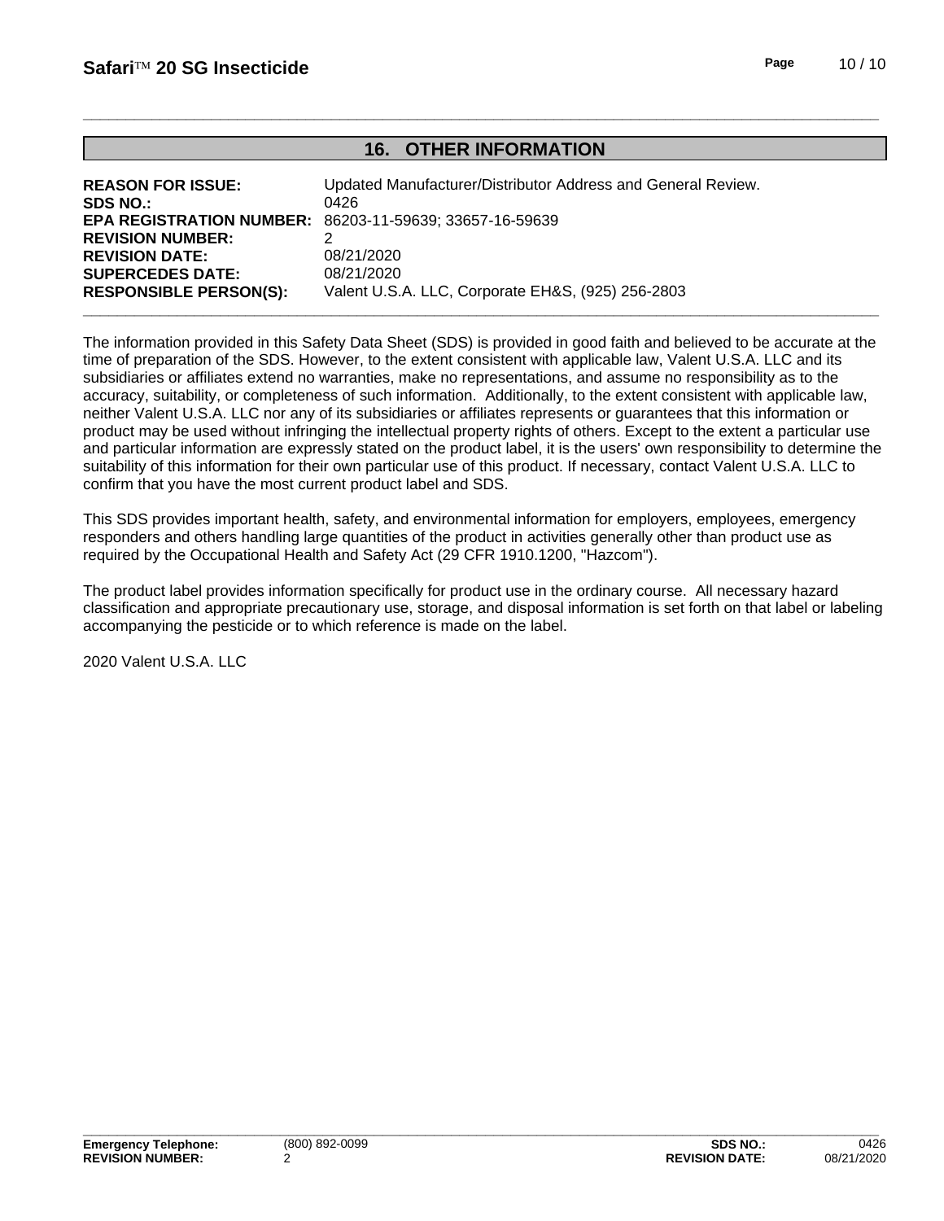## 16. OTHER INFORMATION

**REASON FOR ISSUE:** Updated Manufacturer/Distributor Address and General Review.
**SDS NO.:** 0426
**EPA REGISTRATION NUMBER:** 86203-11-59639; 33657-16-59639
**REVISION NUMBER:** 2
**REVISION DATE:** 08/21/2020
**SUPERCEDES DATE:** 08/21/2020
**RESPONSIBLE PERSON(S):** Valent U.S.A. LLC, Corporate EH&S, (925) 256-2803

The information provided in this Safety Data Sheet (SDS) is provided in good faith and believed to be accurate at the time of preparation of the SDS. However, to the extent consistent with applicable law, Valent U.S.A. LLC and its subsidiaries or affiliates extend no warranties, make no representations, and assume no responsibility as to the accuracy, suitability, or completeness of such information. Additionally, to the extent consistent with applicable law, neither Valent U.S.A. LLC nor any of its subsidiaries or affiliates represents or guarantees that this information or product may be used without infringing the intellectual property rights of others. Except to the extent a particular use and particular information are expressly stated on the product label, it is the users' own responsibility to determine the suitability of this information for their own particular use of this product. If necessary, contact Valent U.S.A. LLC to confirm that you have the most current product label and SDS.

This SDS provides important health, safety, and environmental information for employers, employees, emergency responders and others handling large quantities of the product in activities generally other than product use as required by the Occupational Health and Safety Act (29 CFR 1910.1200, "Hazcom").

The product label provides information specifically for product use in the ordinary course. All necessary hazard classification and appropriate precautionary use, storage, and disposal information is set forth on that label or labeling accompanying the pesticide or to which reference is made on the label.

2020 Valent U.S.A. LLC